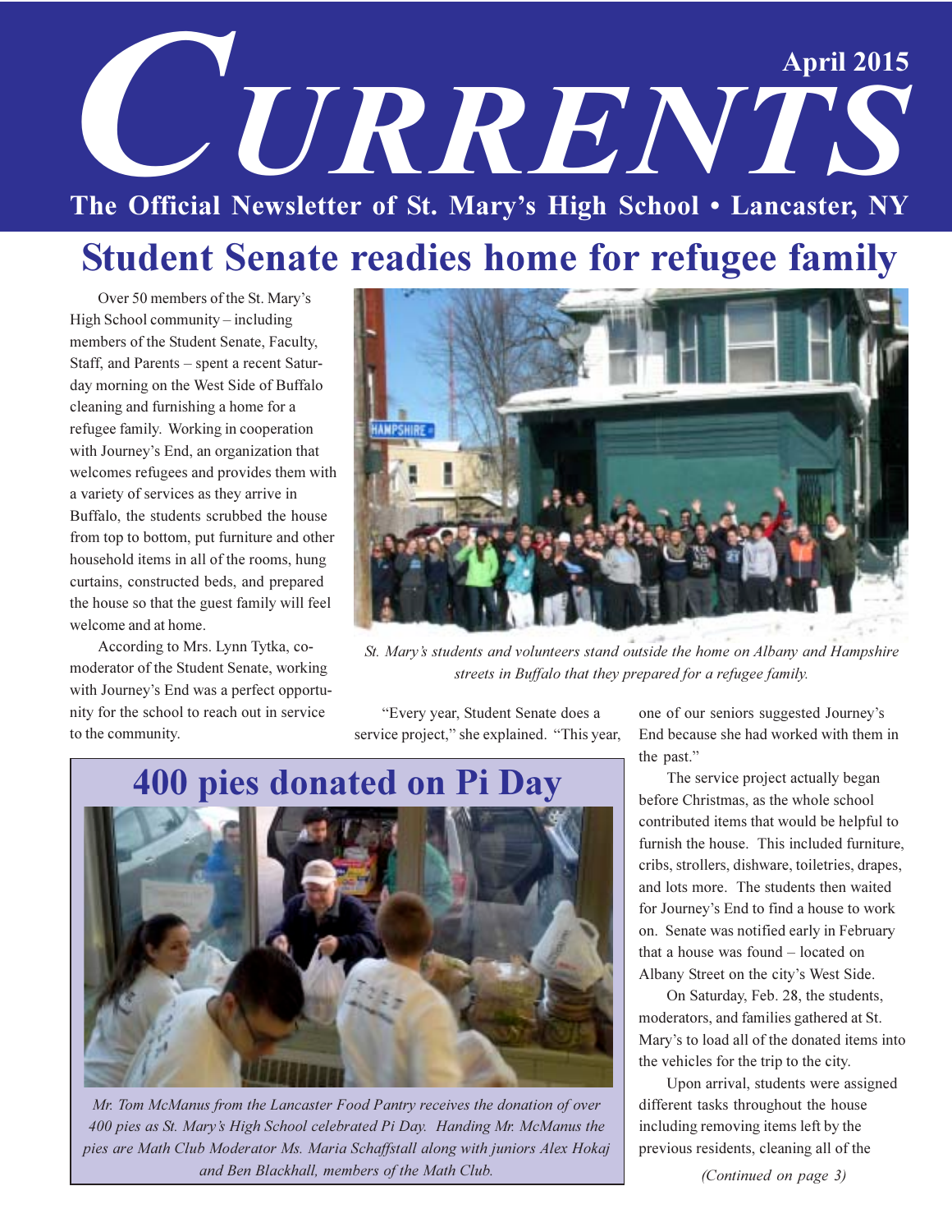# CURRENTS

April 2015

The Official Newsletter of St. Mary's High School • Lancaster, NY

## Student Senate readies home for refugee family

Over 50 members of the St. Mary's High School community – including members of the Student Senate, Faculty, Staff, and Parents – spent a recent Saturday morning on the West Side of Buffalo cleaning and furnishing a home for a refugee family. Working in cooperation with Journey's End, an organization that welcomes refugees and provides them with a variety of services as they arrive in Buffalo, the students scrubbed the house from top to bottom, put furniture and other household items in all of the rooms, hung curtains, constructed beds, and prepared the house so that the guest family will feel welcome and at home.

According to Mrs. Lynn Tytka, co-moderator of the Student Senate, working with Journey's End was a perfect opportunity for the school to reach out in service to the community.

*St. Mary's students and volunteers stand outside the home on Albany and Hampshire streets in Buffalo that they prepared for a refugee family.*

"Every year, Student Senate does a service project," she explained. "This year, one of our seniors suggested Journey's End because she had worked with them in the past."

The service project actually began before Christmas, as the whole school contributed items that would be helpful to furnish the house. This included furniture, cribs, strollers, dishware, toiletries, drapes, and lots more. The students then waited for Journey's End to find a house to work on. Senate was notified early in February that a house was found – located on Albany Street on the city's West Side.

On Saturday, Feb. 28, the students, moderators, and families gathered at St. Mary's to load all of the donated items into the vehicles for the trip to the city.

Upon arrival, students were assigned different tasks throughout the house including removing items left by the previous residents, cleaning all of the

*(Continued on page 3)*

## 400 pies donated on Pi Day

*Mr. Tom McManus from the Lancaster Food Pantry receives the donation of over 400 pies as St. Mary's High School celebrated Pi Day. Handing Mr. McManus the pies are Math Club Moderator Ms. Maria Schaffstall along with juniors Alex Hokaj and Ben Blackhall, members of the Math Club.*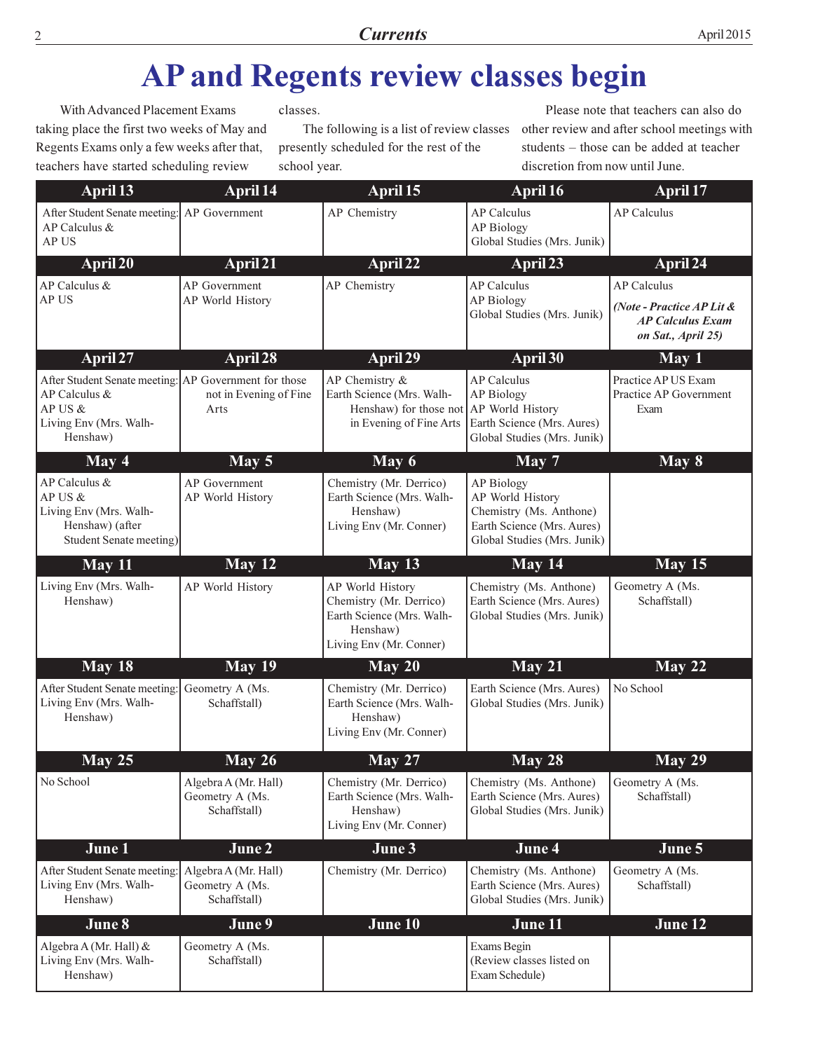# AP and Regents review classes begin

With Advanced Placement Exams taking place the first two weeks of May and Regents Exams only a few weeks after that, teachers have started scheduling review classes.

The following is a list of review classes presently scheduled for the rest of the school year.

Please note that teachers can also do other review and after school meetings with students – those can be added at teacher discretion from now until June.

| April 13 | April 14 | April 15 | April 16 | April 17 |
|---|---|---|---|---|
| After Student Senate meeting: AP Calculus & AP US | AP Government | AP Chemistry | AP Calculus<br>AP Biology<br>Global Studies (Mrs. Junik) | AP Calculus |
| **April 20** | **April 21** | **April 22** | **April 23** | **April 24** |
| AP Calculus & AP US | AP Government<br>AP World History | AP Chemistry | AP Calculus<br>AP Biology<br>Global Studies (Mrs. Junik) | AP Calculus<br>*(Note - Practice AP Lit & AP Calculus Exam on Sat., April 25)* |
| **April 27** | **April 28** | **April 29** | **April 30** | **May 1** |
| After Student Senate meeting: AP Calculus & AP US & Living Env (Mrs. Walh-Henshaw) | AP Government for those not in Evening of Fine Arts | AP Chemistry & Earth Science (Mrs. Walh-Henshaw) for those not in Evening of Fine Arts | AP Calculus<br>AP Biology<br>AP World History<br>Earth Science (Mrs. Aures)<br>Global Studies (Mrs. Junik) | Practice AP US Exam<br>Practice AP Government Exam |
| **May 4** | **May 5** | **May 6** | **May 7** | **May 8** |
| AP Calculus & AP US & Living Env (Mrs. Walh-Henshaw) (after Student Senate meeting) | AP Government<br>AP World History | Chemistry (Mr. Derrico)<br>Earth Science (Mrs. Walh-Henshaw)<br>Living Env (Mr. Conner) | AP Biology<br>AP World History<br>Chemistry (Ms. Anthone)<br>Earth Science (Mrs. Aures)<br>Global Studies (Mrs. Junik) | |
| **May 11** | **May 12** | **May 13** | **May 14** | **May 15** |
| Living Env (Mrs. Walh-Henshaw) | AP World History | AP World History<br>Chemistry (Mr. Derrico)<br>Earth Science (Mrs. Walh-Henshaw)<br>Living Env (Mr. Conner) | Chemistry (Ms. Anthone)<br>Earth Science (Mrs. Aures)<br>Global Studies (Mrs. Junik) | Geometry A (Ms. Schaffstall) |
| **May 18** | **May 19** | **May 20** | **May 21** | **May 22** |
| After Student Senate meeting: Living Env (Mrs. Walh-Henshaw) | Geometry A (Ms. Schaffstall) | Chemistry (Mr. Derrico)<br>Earth Science (Mrs. Walh-Henshaw)<br>Living Env (Mr. Conner) | Earth Science (Mrs. Aures)<br>Global Studies (Mrs. Junik) | No School |
| **May 25** | **May 26** | **May 27** | **May 28** | **May 29** |
| No School | Algebra A (Mr. Hall)<br>Geometry A (Ms. Schaffstall) | Chemistry (Mr. Derrico)<br>Earth Science (Mrs. Walh-Henshaw)<br>Living Env (Mr. Conner) | Chemistry (Ms. Anthone)<br>Earth Science (Mrs. Aures)<br>Global Studies (Mrs. Junik) | Geometry A (Ms. Schaffstall) |
| **June 1** | **June 2** | **June 3** | **June 4** | **June 5** |
| After Student Senate meeting: Living Env (Mrs. Walh-Henshaw) | Algebra A (Mr. Hall)<br>Geometry A (Ms. Schaffstall) | Chemistry (Mr. Derrico) | Chemistry (Ms. Anthone)<br>Earth Science (Mrs. Aures)<br>Global Studies (Mrs. Junik) | Geometry A (Ms. Schaffstall) |
| **June 8** | **June 9** | **June 10** | **June 11** | **June 12** |
| Algebra A (Mr. Hall) & Living Env (Mrs. Walh-Henshaw) | Geometry A (Ms. Schaffstall) | | Exams Begin (Review classes listed on Exam Schedule) | |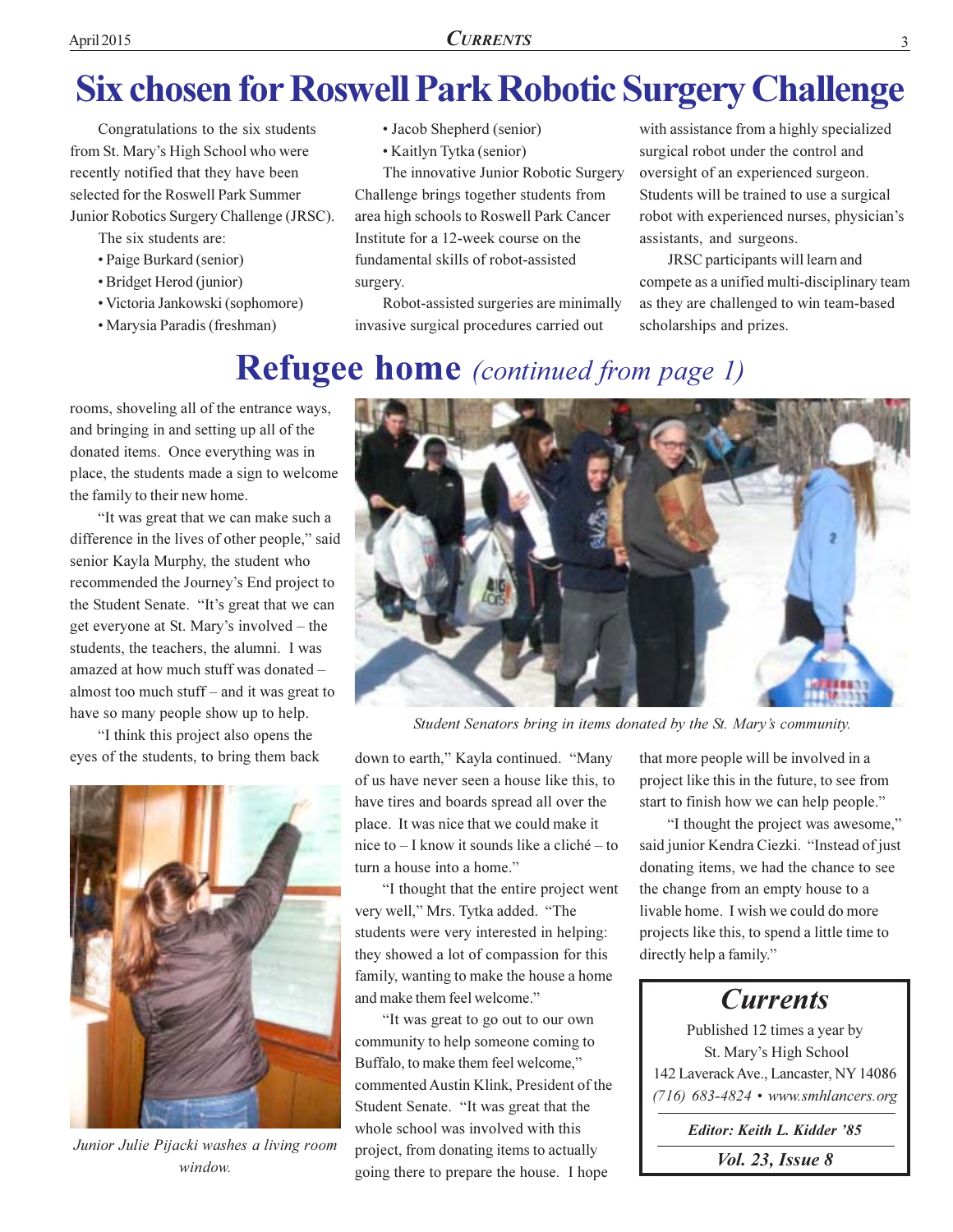# Six chosen for Roswell Park Robotic Surgery Challenge

Congratulations to the six students from St. Mary's High School who were recently notified that they have been selected for the Roswell Park Summer Junior Robotics Surgery Challenge (JRSC).

The six students are:

- Paige Burkard (senior)
- Bridget Herod (junior)
- Victoria Jankowski (sophomore)
- Marysia Paradis (freshman)
- Jacob Shepherd (senior)
- Kaitlyn Tytka (senior)

The innovative Junior Robotic Surgery Challenge brings together students from area high schools to Roswell Park Cancer Institute for a 12-week course on the fundamental skills of robot-assisted surgery.

Robot-assisted surgeries are minimally invasive surgical procedures carried out with assistance from a highly specialized surgical robot under the control and oversight of an experienced surgeon. Students will be trained to use a surgical robot with experienced nurses, physician's assistants, and surgeons.

JRSC participants will learn and compete as a unified multi-disciplinary team as they are challenged to win team-based scholarships and prizes.

# Refugee home *(continued from page 1)*

rooms, shoveling all of the entrance ways, and bringing in and setting up all of the donated items. Once everything was in place, the students made a sign to welcome the family to their new home.

"It was great that we can make such a difference in the lives of other people," said senior Kayla Murphy, the student who recommended the Journey's End project to the Student Senate. "It's great that we can get everyone at St. Mary's involved – the students, the teachers, the alumni. I was amazed at how much stuff was donated – almost too much stuff – and it was great to have so many people show up to help.

"I think this project also opens the eyes of the students, to bring them back down to earth," Kayla continued. "Many of us have never seen a house like this, to have tires and boards spread all over the place. It was nice that we could make it nice to – I know it sounds like a cliché – to turn a house into a home."

*Student Senators bring in items donated by the St. Mary's community.*

*Junior Julie Pijacki washes a living room window.*

"I thought that the entire project went very well," Mrs. Tytka added. "The students were very interested in helping: they showed a lot of compassion for this family, wanting to make the house a home and make them feel welcome."

"It was great to go out to our own community to help someone coming to Buffalo, to make them feel welcome," commented Austin Klink, President of the Student Senate. "It was great that the whole school was involved with this project, from donating items to actually going there to prepare the house. I hope that more people will be involved in a project like this in the future, to see from start to finish how we can help people."

"I thought the project was awesome," said junior Kendra Ciezki. "Instead of just donating items, we had the chance to see the change from an empty house to a livable home. I wish we could do more projects like this, to spend a little time to directly help a family."

---

## *Currents*

Published 12 times a year by
St. Mary's High School
142 Laverack Ave., Lancaster, NY 14086
*(716) 683-4824 • www.smhlancers.org*

***Editor: Keith L. Kidder '85***

***Vol. 23, Issue 8***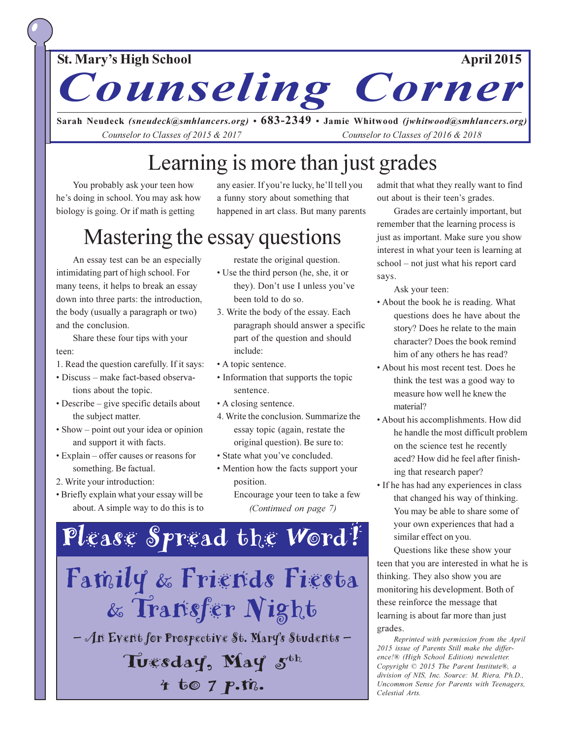**St. Mary's High School** **April 2015**

# Counseling Corner

**Sarah Neudeck** *(sneudeck@smhlancers.org)* • **683-2349** • **Jamie Whitwood** *(jwhitwood@smhlancers.org)*

*Counselor to Classes of 2015 & 2017* *Counselor to Classes of 2016 & 2018*

## Learning is more than just grades

You probably ask your teen how he's doing in school. You may ask how biology is going. Or if math is getting any easier. If you're lucky, he'll tell you a funny story about something that happened in art class. But many parents admit that what they really want to find out about is their teen's grades.

Grades are certainly important, but remember that the learning process is just as important. Make sure you show interest in what your teen is learning at school – not just what his report card says.

Ask your teen:

- About the book he is reading. What questions does he have about the story? Does he relate to the main character? Does the book remind him of any others he has read?
- About his most recent test. Does he think the test was a good way to measure how well he knew the material?
- About his accomplishments. How did he handle the most difficult problem on the science test he recently aced? How did he feel after finishing that research paper?
- If he has had any experiences in class that changed his way of thinking. You may be able to share some of your own experiences that had a similar effect on you.

Questions like these show your teen that you are interested in what he is thinking. They also show you are monitoring his development. Both of these reinforce the message that learning is about far more than just grades.

*Reprinted with permission from the April 2015 issue of Parents Still make the difference!® (High School Edition) newsletter. Copyright © 2015 The Parent Institute®, a division of NIS, Inc. Source: M. Riera, Ph.D., Uncommon Sense for Parents with Teenagers, Celestial Arts.*

## Mastering the essay questions

An essay test can be an especially intimidating part of high school. For many teens, it helps to break an essay down into three parts: the introduction, the body (usually a paragraph or two) and the conclusion.

Share these four tips with your teen:

1. Read the question carefully. If it says:
   - Discuss – make fact-based observations about the topic.
   - Describe – give specific details about the subject matter.
   - Show – point out your idea or opinion and support it with facts.
   - Explain – offer causes or reasons for something. Be factual.
2. Write your introduction:
   - Briefly explain what your essay will be about. A simple way to do this is to restate the original question.
   - Use the third person (he, she, it or they). Don't use I unless you've been told to do so.
3. Write the body of the essay. Each paragraph should answer a specific part of the question and should include:
   - A topic sentence.
   - Information that supports the topic sentence.
   - A closing sentence.
4. Write the conclusion. Summarize the essay topic (again, restate the original question). Be sure to:
   - State what you've concluded.
   - Mention how the facts support your position.

Encourage your teen to take a few

*(Continued on page 7)*

## Please Spread the Word!

### Family & Friends Fiesta & Transfer Night

– An Event for Prospective St. Mary's Students –

**Tuesday, May 5th**

**4 to 7 p.m.**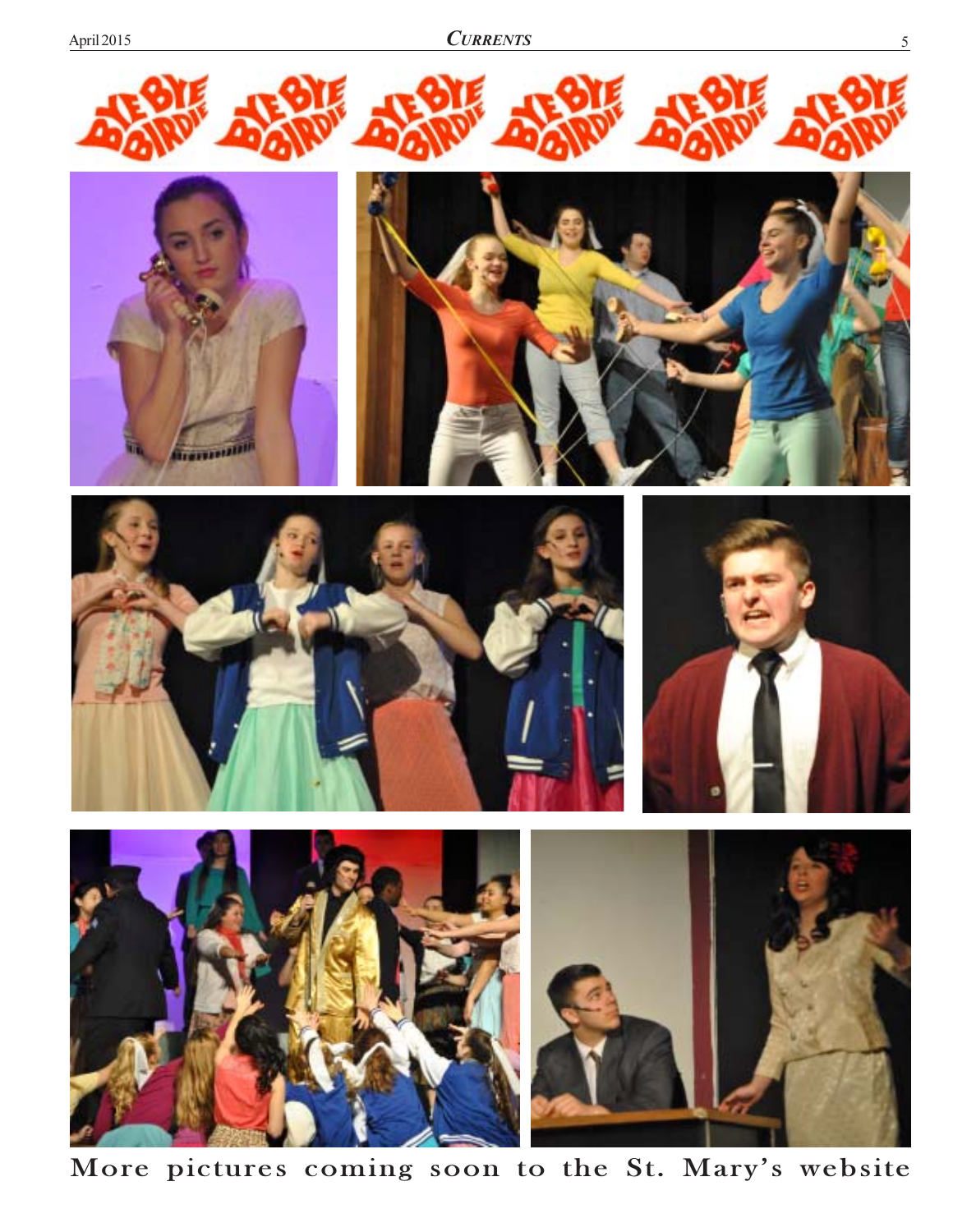More pictures coming soon to the St. Mary's website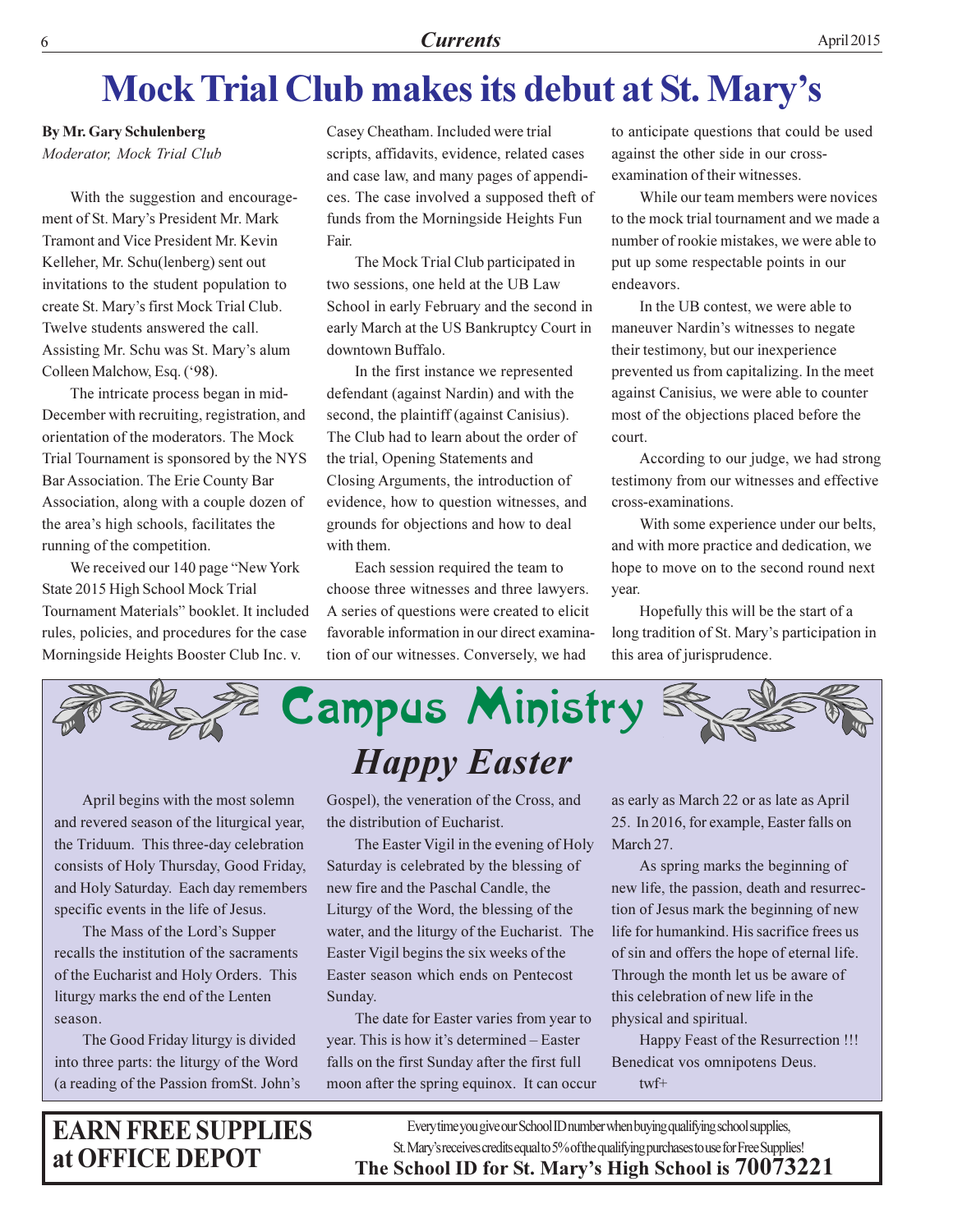# Mock Trial Club makes its debut at St. Mary's

**By Mr. Gary Schulenberg**
*Moderator, Mock Trial Club*

With the suggestion and encouragement of St. Mary's President Mr. Mark Tramont and Vice President Mr. Kevin Kelleher, Mr. Schu(lenberg) sent out invitations to the student population to create St. Mary's first Mock Trial Club. Twelve students answered the call. Assisting Mr. Schu was St. Mary's alum Colleen Malchow, Esq. ('98).

The intricate process began in mid-December with recruiting, registration, and orientation of the moderators. The Mock Trial Tournament is sponsored by the NYS Bar Association. The Erie County Bar Association, along with a couple dozen of the area's high schools, facilitates the running of the competition.

We received our 140 page "New York State 2015 High School Mock Trial Tournament Materials" booklet. It included rules, policies, and procedures for the case Morningside Heights Booster Club Inc. v. Casey Cheatham. Included were trial scripts, affidavits, evidence, related cases and case law, and many pages of appendices. The case involved a supposed theft of funds from the Morningside Heights Fun Fair.

The Mock Trial Club participated in two sessions, one held at the UB Law School in early February and the second in early March at the US Bankruptcy Court in downtown Buffalo.

In the first instance we represented defendant (against Nardin) and with the second, the plaintiff (against Canisius). The Club had to learn about the order of the trial, Opening Statements and Closing Arguments, the introduction of evidence, how to question witnesses, and grounds for objections and how to deal with them.

Each session required the team to choose three witnesses and three lawyers. A series of questions were created to elicit favorable information in our direct examination of our witnesses. Conversely, we had to anticipate questions that could be used against the other side in our cross-examination of their witnesses.

While our team members were novices to the mock trial tournament and we made a number of rookie mistakes, we were able to put up some respectable points in our endeavors.

In the UB contest, we were able to maneuver Nardin's witnesses to negate their testimony, but our inexperience prevented us from capitalizing. In the meet against Canisius, we were able to counter most of the objections placed before the court.

According to our judge, we had strong testimony from our witnesses and effective cross-examinations.

With some experience under our belts, and with more practice and dedication, we hope to move on to the second round next year.

Hopefully this will be the start of a long tradition of St. Mary's participation in this area of jurisprudence.

# Campus Ministry

## *Happy Easter*

April begins with the most solemn and revered season of the liturgical year, the Triduum. This three-day celebration consists of Holy Thursday, Good Friday, and Holy Saturday. Each day remembers specific events in the life of Jesus.

The Mass of the Lord's Supper recalls the institution of the sacraments of the Eucharist and Holy Orders. This liturgy marks the end of the Lenten season.

The Good Friday liturgy is divided into three parts: the liturgy of the Word (a reading of the Passion fromSt. John's Gospel), the veneration of the Cross, and the distribution of Eucharist.

The Easter Vigil in the evening of Holy Saturday is celebrated by the blessing of new fire and the Paschal Candle, the Liturgy of the Word, the blessing of the water, and the liturgy of the Eucharist. The Easter Vigil begins the six weeks of the Easter season which ends on Pentecost Sunday.

The date for Easter varies from year to year. This is how it's determined – Easter falls on the first Sunday after the first full moon after the spring equinox. It can occur as early as March 22 or as late as April 25. In 2016, for example, Easter falls on March 27.

As spring marks the beginning of new life, the passion, death and resurrection of Jesus mark the beginning of new life for humankind. His sacrifice frees us of sin and offers the hope of eternal life. Through the month let us be aware of this celebration of new life in the physical and spiritual.

Happy Feast of the Resurrection !!!
Benedicat vos omnipotens Deus.
twf+

**EARN FREE SUPPLIES at OFFICE DEPOT**

Every time you give our School ID number when buying qualifying school supplies, St. Mary's receives credits equal to 5% of the qualifying purchases to use for Free Supplies!

**The School ID for St. Mary's High School is 70073221**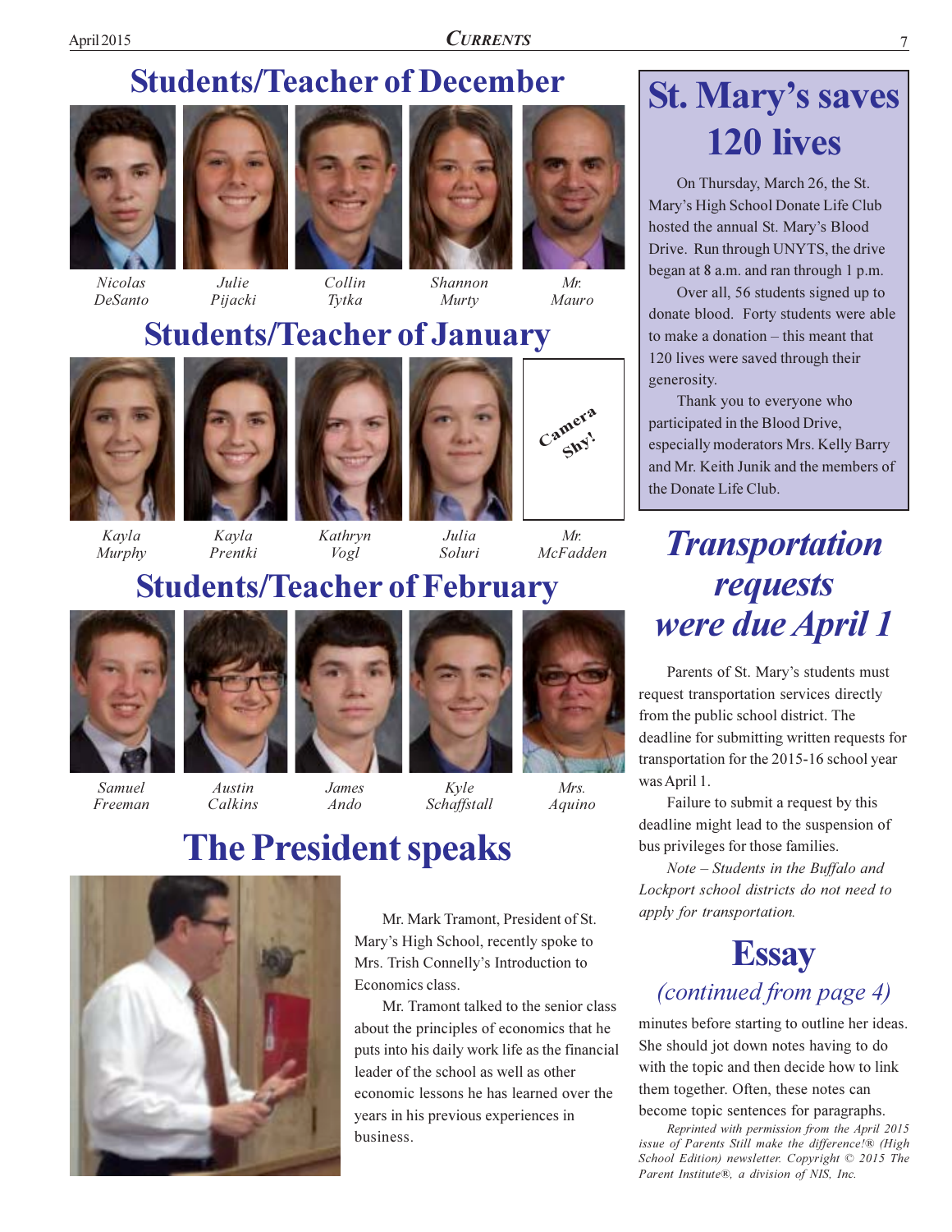## Students/Teacher of December

Nicolas DeSanto
Julie Pijacki
Collin Tytka
Shannon Murty
Mr. Mauro

## Students/Teacher of January

Camera Shy!

Kayla Murphy
Kayla Prentki
Kathryn Vogl
Julia Soluri
Mr. McFadden

## Students/Teacher of February

Samuel Freeman
Austin Calkins
James Ando
Kyle Schaffstall
Mrs. Aquino

## The President speaks

Mr. Mark Tramont, President of St. Mary's High School, recently spoke to Mrs. Trish Connelly's Introduction to Economics class.

Mr. Tramont talked to the senior class about the principles of economics that he puts into his daily work life as the financial leader of the school as well as other economic lessons he has learned over the years in his previous experiences in business.

## St. Mary's saves 120 lives

On Thursday, March 26, the St. Mary's High School Donate Life Club hosted the annual St. Mary's Blood Drive. Run through UNYTS, the drive began at 8 a.m. and ran through 1 p.m.

Over all, 56 students signed up to donate blood. Forty students were able to make a donation – this meant that 120 lives were saved through their generosity.

Thank you to everyone who participated in the Blood Drive, especially moderators Mrs. Kelly Barry and Mr. Keith Junik and the members of the Donate Life Club.

## *Transportation requests were due April 1*

Parents of St. Mary's students must request transportation services directly from the public school district. The deadline for submitting written requests for transportation for the 2015-16 school year was April 1.

Failure to submit a request by this deadline might lead to the suspension of bus privileges for those families.

*Note – Students in the Buffalo and Lockport school districts do not need to apply for transportation.*

## Essay

*(continued from page 4)*

minutes before starting to outline her ideas. She should jot down notes having to do with the topic and then decide how to link them together. Often, these notes can become topic sentences for paragraphs.

*Reprinted with permission from the April 2015 issue of Parents Still make the difference!® (High School Edition) newsletter. Copyright © 2015 The Parent Institute®, a division of NIS, Inc.*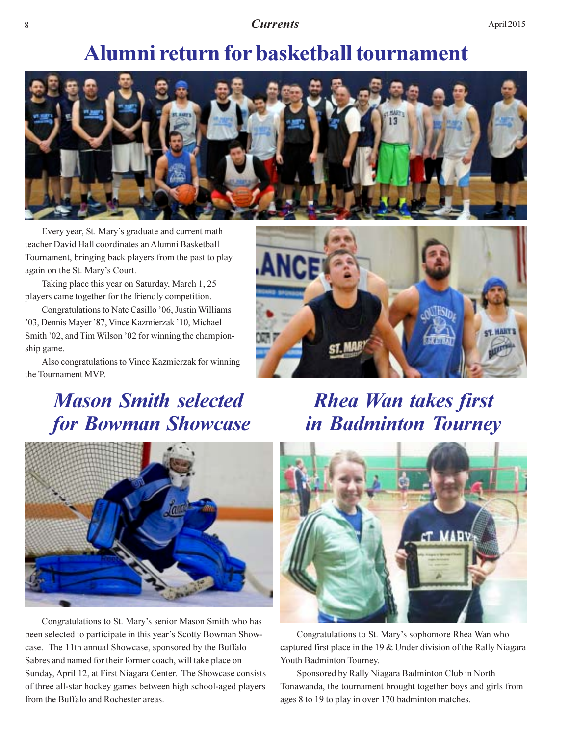# Alumni return for basketball tournament

Every year, St. Mary's graduate and current math teacher David Hall coordinates an Alumni Basketball Tournament, bringing back players from the past to play again on the St. Mary's Court.

Taking place this year on Saturday, March 1, 25 players came together for the friendly competition.

Congratulations to Nate Casillo '06, Justin Williams '03, Dennis Mayer '87, Vince Kazmierzak '10, Michael Smith '02, and Tim Wilson '02 for winning the championship game.

Also congratulations to Vince Kazmierzak for winning the Tournament MVP.

## *Mason Smith selected for Bowman Showcase*

Congratulations to St. Mary's senior Mason Smith who has been selected to participate in this year's Scotty Bowman Showcase. The 11th annual Showcase, sponsored by the Buffalo Sabres and named for their former coach, will take place on Sunday, April 12, at First Niagara Center. The Showcase consists of three all-star hockey games between high school-aged players from the Buffalo and Rochester areas.

## *Rhea Wan takes first in Badminton Tourney*

Congratulations to St. Mary's sophomore Rhea Wan who captured first place in the 19 & Under division of the Rally Niagara Youth Badminton Tourney.

Sponsored by Rally Niagara Badminton Club in North Tonawanda, the tournament brought together boys and girls from ages 8 to 19 to play in over 170 badminton matches.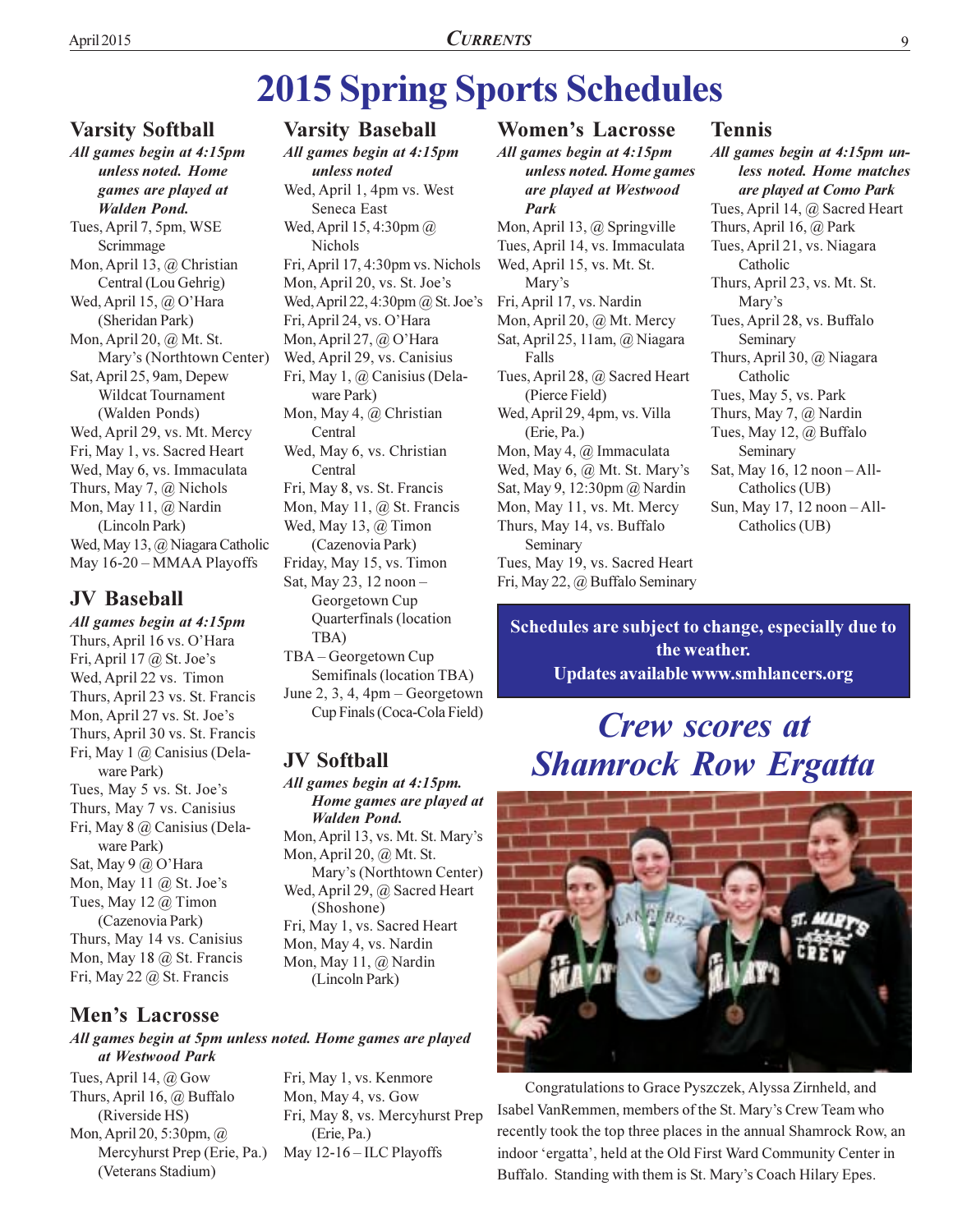# 2015 Spring Sports Schedules

## Varsity Softball

***All games begin at 4:15pm unless noted. Home games are played at Walden Pond.***

Tues, April 7, 5pm, WSE Scrimmage
Mon, April 13, @ Christian Central (Lou Gehrig)
Wed, April 15, @ O'Hara (Sheridan Park)
Mon, April 20, @ Mt. St. Mary's (Northtown Center)
Sat, April 25, 9am, Depew Wildcat Tournament (Walden Ponds)
Wed, April 29, vs. Mt. Mercy
Fri, May 1, vs. Sacred Heart
Wed, May 6, vs. Immaculata
Thurs, May 7, @ Nichols
Mon, May 11, @ Nardin (Lincoln Park)
Wed, May 13, @ Niagara Catholic
May 16-20 – MMAA Playoffs

## JV Baseball

***All games begin at 4:15pm***

Thurs, April 16 vs. O'Hara
Fri, April 17 @ St. Joe's
Wed, April 22 vs. Timon
Thurs, April 23 vs. St. Francis
Mon, April 27 vs. St. Joe's
Thurs, April 30 vs. St. Francis
Fri, May 1 @ Canisius (Delaware Park)
Tues, May 5 vs. St. Joe's
Thurs, May 7 vs. Canisius
Fri, May 8 @ Canisius (Delaware Park)
Sat, May 9 @ O'Hara
Mon, May 11 @ St. Joe's
Tues, May 12 @ Timon (Cazenovia Park)
Thurs, May 14 vs. Canisius
Mon, May 18 @ St. Francis
Fri, May 22 @ St. Francis

## Varsity Baseball

***All games begin at 4:15pm unless noted***

Wed, April 1, 4pm vs. West Seneca East
Wed, April 15, 4:30pm @ Nichols
Fri, April 17, 4:30pm vs. Nichols
Mon, April 20, vs. St. Joe's
Wed, April 22, 4:30pm @ St. Joe's
Fri, April 24, vs. O'Hara
Mon, April 27, @ O'Hara
Wed, April 29, vs. Canisius
Fri, May 1, @ Canisius (Delaware Park)
Mon, May 4, @ Christian Central
Wed, May 6, vs. Christian Central
Fri, May 8, vs. St. Francis
Mon, May 11, @ St. Francis
Wed, May 13, @ Timon (Cazenovia Park)
Friday, May 15, vs. Timon
Sat, May 23, 12 noon – Georgetown Cup Quarterfinals (location TBA)
TBA – Georgetown Cup Semifinals (location TBA)
June 2, 3, 4, 4pm – Georgetown Cup Finals (Coca-Cola Field)

## JV Softball

***All games begin at 4:15pm. Home games are played at Walden Pond.***

Mon, April 13, vs. Mt. St. Mary's
Mon, April 20, @ Mt. St. Mary's (Northtown Center)
Wed, April 29, @ Sacred Heart (Shoshone)
Fri, May 1, vs. Sacred Heart
Mon, May 4, vs. Nardin
Mon, May 11, @ Nardin (Lincoln Park)

## Women's Lacrosse

***All games begin at 4:15pm unless noted. Home games are played at Westwood Park***

Mon, April 13, @ Springville
Tues, April 14, vs. Immaculata
Wed, April 15, vs. Mt. St. Mary's
Fri, April 17, vs. Nardin
Mon, April 20, @ Mt. Mercy
Sat, April 25, 11am, @ Niagara Falls
Tues, April 28, @ Sacred Heart (Pierce Field)
Wed, April 29, 4pm, vs. Villa (Erie, Pa.)
Mon, May 4, @ Immaculata
Wed, May 6, @ Mt. St. Mary's
Sat, May 9, 12:30pm @ Nardin
Mon, May 11, vs. Mt. Mercy
Thurs, May 14, vs. Buffalo Seminary
Tues, May 19, vs. Sacred Heart
Fri, May 22, @ Buffalo Seminary

## Tennis

***All games begin at 4:15pm unless noted. Home matches are played at Como Park***

Tues, April 14, @ Sacred Heart
Thurs, April 16, @ Park
Tues, April 21, vs. Niagara Catholic
Thurs, April 23, vs. Mt. St. Mary's
Tues, April 28, vs. Buffalo Seminary
Thurs, April 30, @ Niagara Catholic
Tues, May 5, vs. Park
Thurs, May 7, @ Nardin
Tues, May 12, @ Buffalo Seminary
Sat, May 16, 12 noon – All-Catholics (UB)
Sun, May 17, 12 noon – All-Catholics (UB)

## Men's Lacrosse

***All games begin at 5pm unless noted. Home games are played at Westwood Park***

Tues, April 14, @ Gow
Thurs, April 16, @ Buffalo (Riverside HS)
Mon, April 20, 5:30pm, @ Mercyhurst Prep (Erie, Pa.) (Veterans Stadium)
Fri, May 1, vs. Kenmore
Mon, May 4, vs. Gow
Fri, May 8, vs. Mercyhurst Prep (Erie, Pa.)
May 12-16 – ILC Playoffs

**Schedules are subject to change, especially due to the weather.**
**Updates available www.smhlancers.org**

# *Crew scores at Shamrock Row Ergatta*

Congratulations to Grace Pyszczek, Alyssa Zirnheld, and Isabel VanRemmen, members of the St. Mary's Crew Team who recently took the top three places in the annual Shamrock Row, an indoor 'ergatta', held at the Old First Ward Community Center in Buffalo. Standing with them is St. Mary's Coach Hilary Epes.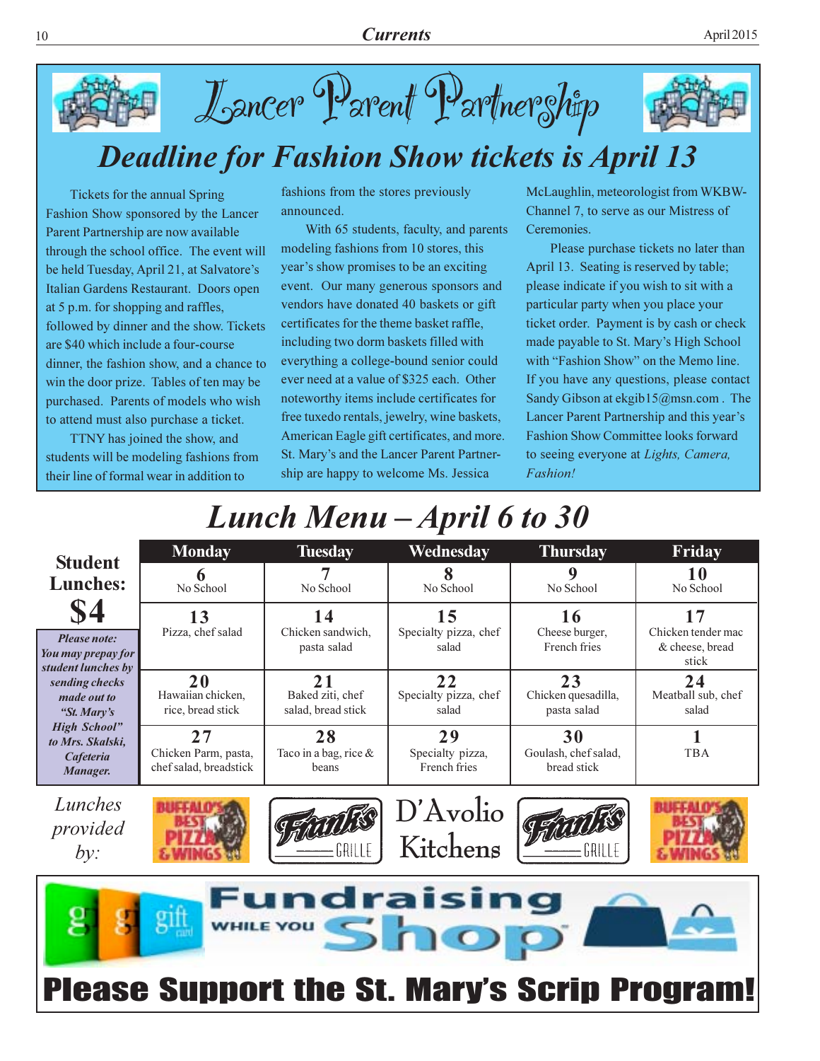# Lancer Parent Partnership

## Deadline for Fashion Show tickets is April 13

Tickets for the annual Spring Fashion Show sponsored by the Lancer Parent Partnership are now available through the school office. The event will be held Tuesday, April 21, at Salvatore's Italian Gardens Restaurant. Doors open at 5 p.m. for shopping and raffles, followed by dinner and the show. Tickets are $40 which include a four-course dinner, the fashion show, and a chance to win the door prize. Tables of ten may be purchased. Parents of models who wish to attend must also purchase a ticket.

TTNY has joined the show, and students will be modeling fashions from their line of formal wear in addition to fashions from the stores previously announced.

With 65 students, faculty, and parents modeling fashions from 10 stores, this year's show promises to be an exciting event. Our many generous sponsors and vendors have donated 40 baskets or gift certificates for the theme basket raffle, including two dorm baskets filled with everything a college-bound senior could ever need at a value of $325 each. Other noteworthy items include certificates for free tuxedo rentals, jewelry, wine baskets, American Eagle gift certificates, and more. St. Mary's and the Lancer Parent Partnership are happy to welcome Ms. Jessica McLaughlin, meteorologist from WKBW-Channel 7, to serve as our Mistress of Ceremonies.

Please purchase tickets no later than April 13. Seating is reserved by table; please indicate if you wish to sit with a particular party when you place your ticket order. Payment is by cash or check made payable to St. Mary's High School with "Fashion Show" on the Memo line. If you have any questions, please contact Sandy Gibson at ekgib15@msn.com . The Lancer Parent Partnership and this year's Fashion Show Committee looks forward to seeing everyone at *Lights, Camera, Fashion!*

## *Lunch Menu – April 6 to 30*

**Student Lunches: $4**

***Please note: You may prepay for student lunches by sending checks made out to "St. Mary's High School" to Mrs. Skalski, Cafeteria Manager.***

| Monday | Tuesday | Wednesday | Thursday | Friday |
|---|---|---|---|---|
| **6** No School | **7** No School | **8** No School | **9** No School | **10** No School |
| **13** Pizza, chef salad | **14** Chicken sandwich, pasta salad | **15** Specialty pizza, chef salad | **16** Cheese burger, French fries | **17** Chicken tender mac & cheese, bread stick |
| **20** Hawaiian chicken, rice, bread stick | **21** Baked ziti, chef salad, bread stick | **22** Specialty pizza, chef salad | **23** Chicken quesadilla, pasta salad | **24** Meatball sub, chef salad |
| **27** Chicken Parm, pasta, chef salad, breadstick | **28** Taco in a bag, rice & beans | **29** Specialty pizza, French fries | **30** Goulash, chef salad, bread stick | **1** TBA |

*Lunches provided by:* Buffalo's Best Pizza & Wings, Frank's Grille, D'Avolio Kitchens, Frank's Grille, Buffalo's Best Pizza & Wings

**Fundraising While You Shop**

# Please Support the St. Mary's Scrip Program!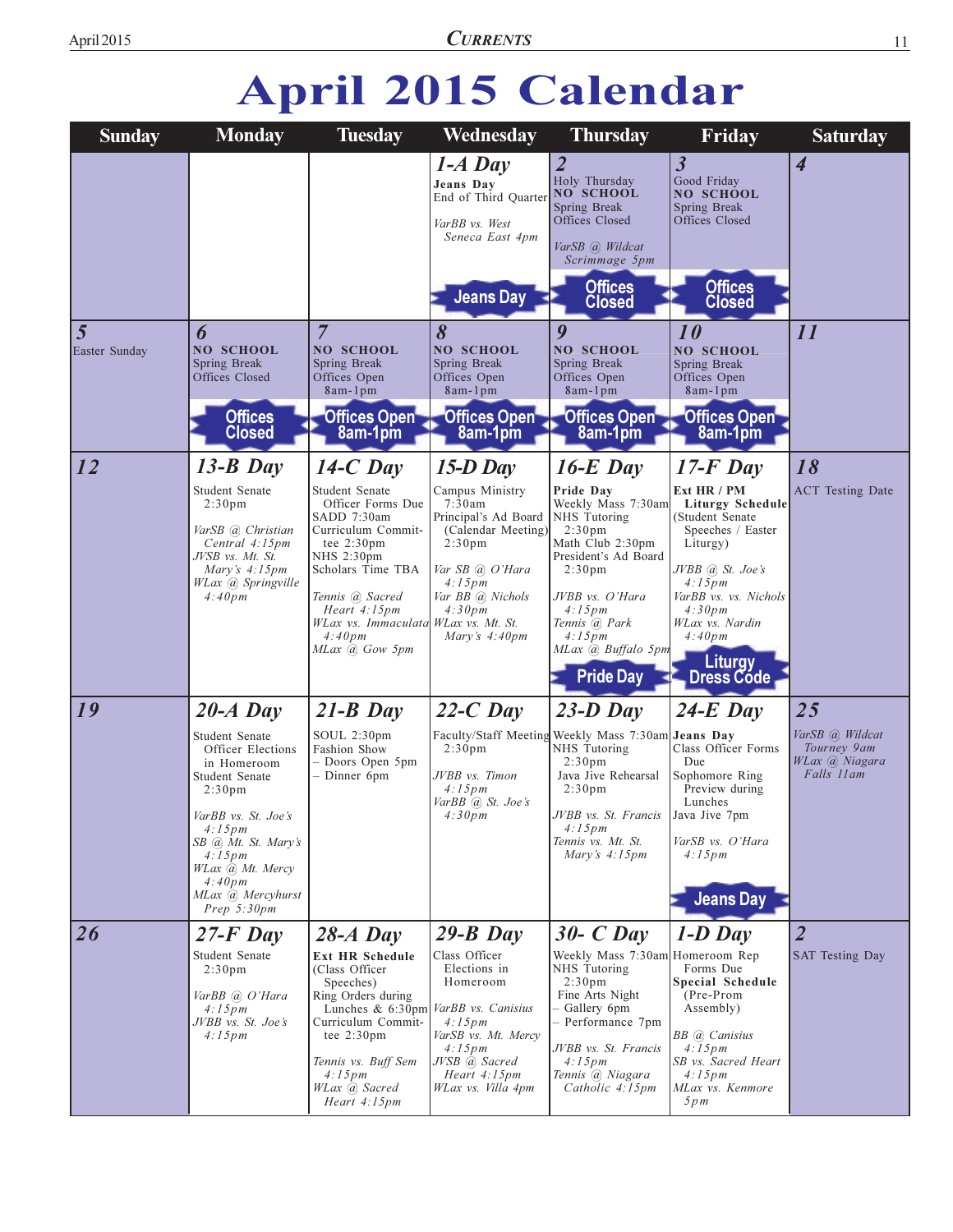# April 2015 Calendar

| Sunday | Monday | Tuesday | Wednesday | Thursday | Friday | Saturday |
|---|---|---|---|---|---|---|
| | | | **1-A Day**<br>**Jeans Day**<br>End of Third Quarter<br>*VarBB vs. West Seneca East 4pm*<br>**Jeans Day** | **2**<br>Holy Thursday<br>**NO SCHOOL**<br>Spring Break<br>Offices Closed<br>*VarSB @ Wildcat Scrimmage 5pm*<br>**Offices Closed** | **3**<br>Good Friday<br>**NO SCHOOL**<br>Spring Break<br>Offices Closed<br>**Offices Closed** | **4** |
| **5**<br>Easter Sunday | **6**<br>**NO SCHOOL**<br>Spring Break<br>Offices Closed<br>**Offices Closed** | **7**<br>**NO SCHOOL**<br>Spring Break<br>Offices Open 8am-1pm<br>**Offices Open 8am-1pm** | **8**<br>**NO SCHOOL**<br>Spring Break<br>Offices Open 8am-1pm<br>**Offices Open 8am-1pm** | **9**<br>**NO SCHOOL**<br>Spring Break<br>Offices Open 8am-1pm<br>**Offices Open 8am-1pm** | **10**<br>**NO SCHOOL**<br>Spring Break<br>Offices Open 8am-1pm<br>**Offices Open 8am-1pm** | **11** |
| **12** | **13-B Day**<br>Student Senate 2:30pm<br>*VarSB @ Christian Central 4:15pm*<br>*JVSB vs. Mt. St. Mary's 4:15pm*<br>*WLax @ Springville 4:40pm* | **14-C Day**<br>Student Senate Officer Forms Due<br>SADD 7:30am<br>Curriculum Committee 2:30pm<br>NHS 2:30pm<br>Scholars Time TBA<br>*Tennis @ Sacred Heart 4:15pm*<br>*WLax vs. Immaculata 4:40pm*<br>*MLax @ Gow 5pm* | **15-D Day**<br>Campus Ministry 7:30am<br>Principal's Ad Board (Calendar Meeting) 2:30pm<br>*Var SB @ O'Hara 4:15pm*<br>*Var BB @ Nichols 4:30pm*<br>*WLax vs. Mt. St. Mary's 4:40pm* | **16-E Day**<br>**Pride Day**<br>Weekly Mass 7:30am<br>NHS Tutoring 2:30pm<br>Math Club 2:30pm<br>President's Ad Board 2:30pm<br>*JVBB vs. O'Hara 4:15pm*<br>*Tennis @ Park 4:15pm*<br>*MLax @ Buffalo 5pm*<br>**Pride Day** | **17-F Day**<br>**Ext HR / PM Liturgy Schedule**<br>(Student Senate Speeches / Easter Liturgy)<br>*JVBB @ St. Joe's 4:15pm*<br>*VarBB vs. vs. Nichols 4:30pm*<br>*WLax vs. Nardin 4:40pm*<br>**Liturgy Dress Code** | **18**<br>ACT Testing Date |
| **19** | **20-A Day**<br>Student Senate Officer Elections in Homeroom<br>Student Senate 2:30pm<br>*VarBB vs. St. Joe's 4:15pm*<br>*SB @ Mt. St. Mary's 4:15pm*<br>*WLax @ Mt. Mercy 4:40pm*<br>*MLax @ Mercyhurst Prep 5:30pm* | **21-B Day**<br>SOUL 2:30pm<br>Fashion Show<br>– Doors Open 5pm<br>– Dinner 6pm | **22-C Day**<br>Faculty/Staff Meeting 2:30pm<br>*JVBB vs. Timon 4:15pm*<br>*VarBB @ St. Joe's 4:30pm* | **23-D Day**<br>Weekly Mass 7:30am<br>NHS Tutoring 2:30pm<br>Java Jive Rehearsal 2:30pm<br>*JVBB vs. St. Francis 4:15pm*<br>*Tennis vs. Mt. St. Mary's 4:15pm* | **24-E Day**<br>**Jeans Day**<br>Class Officer Forms Due<br>Sophomore Ring Preview during Lunches<br>Java Jive 7pm<br>*VarSB vs. O'Hara 4:15pm*<br>**Jeans Day** | **25**<br>*VarSB @ Wildcat Tourney 9am*<br>*WLax @ Niagara Falls 11am* |
| **26** | **27-F Day**<br>Student Senate 2:30pm<br>*VarBB @ O'Hara 4:15pm*<br>*JVBB vs. St. Joe's 4:15pm* | **28-A Day**<br>**Ext HR Schedule**<br>(Class Officer Speeches)<br>Ring Orders during Lunches & 6:30pm<br>Curriculum Committee 2:30pm<br>*Tennis vs. Buff Sem 4:15pm*<br>*WLax @ Sacred Heart 4:15pm* | **29-B Day**<br>Class Officer Elections in Homeroom<br>*VarBB vs. Canisius 4:15pm*<br>*VarSB vs. Mt. Mercy 4:15pm*<br>*JVSB @ Sacred Heart 4:15pm*<br>*WLax vs. Villa 4pm* | **30- C Day**<br>Weekly Mass 7:30am<br>NHS Tutoring 2:30pm<br>Fine Arts Night<br>– Gallery 6pm<br>– Performance 7pm<br>*JVBB vs. St. Francis 4:15pm*<br>*Tennis @ Niagara Catholic 4:15pm* | **1-D Day**<br>Homeroom Rep Forms Due<br>**Special Schedule**<br>(Pre-Prom Assembly)<br>*BB @ Canisius 4:15pm*<br>*SB vs. Sacred Heart 4:15pm*<br>*MLax vs. Kenmore 5pm* | **2**<br>SAT Testing Day |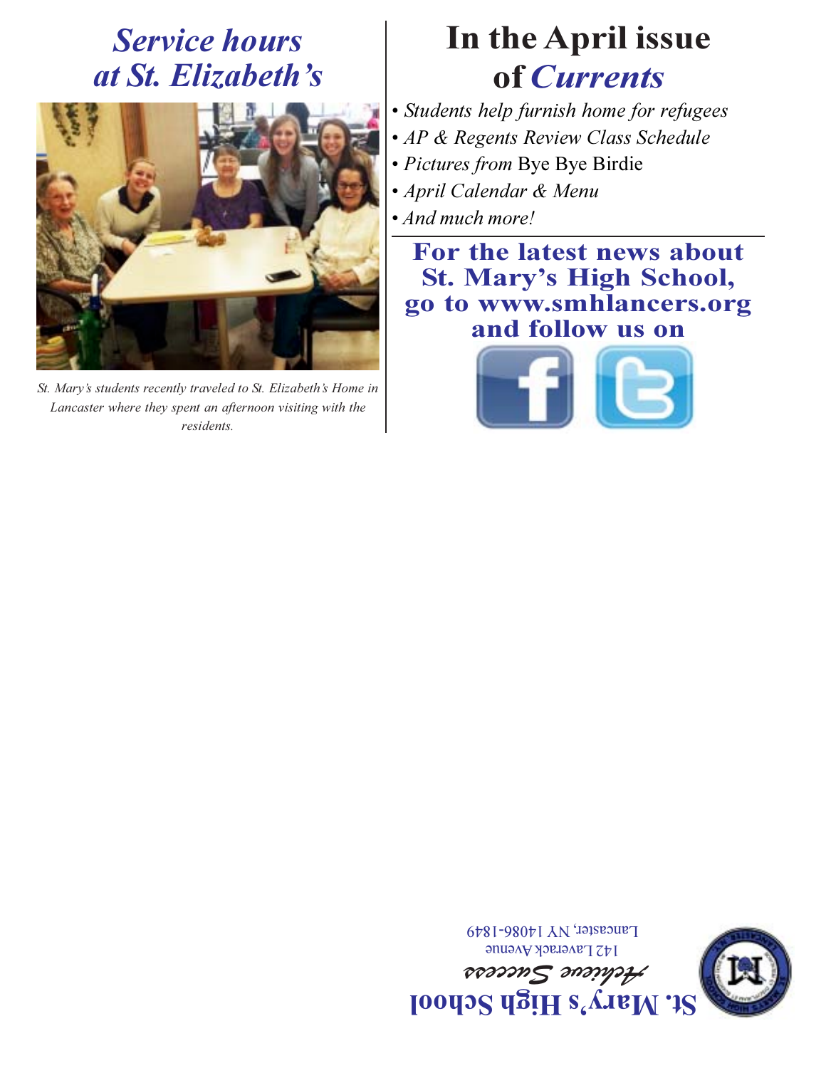## *Service hours at St. Elizabeth's*

*St. Mary's students recently traveled to St. Elizabeth's Home in Lancaster where they spent an afternoon visiting with the residents.*

## In the April issue of *Currents*

- *Students help furnish home for refugees*
- *AP & Regents Review Class Schedule*
- *Pictures from* Bye Bye Birdie
- *April Calendar & Menu*
- *And much more!*

**For the latest news about St. Mary's High School, go to www.smhlancers.org and follow us on**

**St. Mary's High School**

*Achieve Success*

142 Laverack Avenue
Lancaster, NY 14086-1849